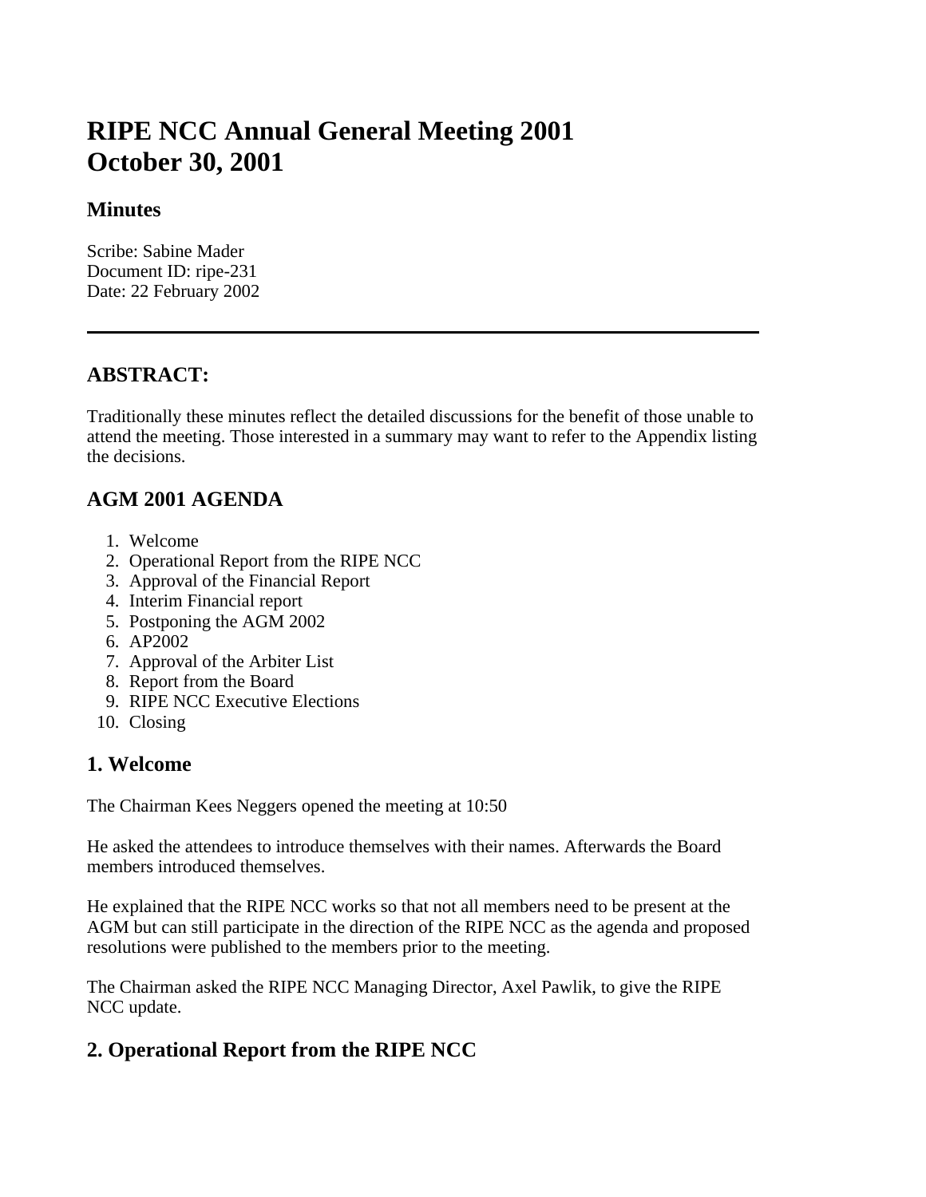# RIPE NCC Annual General Meeting 2001
# October 30, 2001

### Minutes

Scribe: Sabine Mader
Document ID: ripe-231
Date: 22 February 2002

---

## ABSTRACT:

Traditionally these minutes reflect the detailed discussions for the benefit of those unable to attend the meeting. Those interested in a summary may want to refer to the Appendix listing the decisions.

## AGM 2001 AGENDA

1. Welcome
2. Operational Report from the RIPE NCC
3. Approval of the Financial Report
4. Interim Financial report
5. Postponing the AGM 2002
6. AP2002
7. Approval of the Arbiter List
8. Report from the Board
9. RIPE NCC Executive Elections
10. Closing

## 1. Welcome

The Chairman Kees Neggers opened the meeting at 10:50

He asked the attendees to introduce themselves with their names. Afterwards the Board members introduced themselves.

He explained that the RIPE NCC works so that not all members need to be present at the AGM but can still participate in the direction of the RIPE NCC as the agenda and proposed resolutions were published to the members prior to the meeting.

The Chairman asked the RIPE NCC Managing Director, Axel Pawlik, to give the RIPE NCC update.

## 2. Operational Report from the RIPE NCC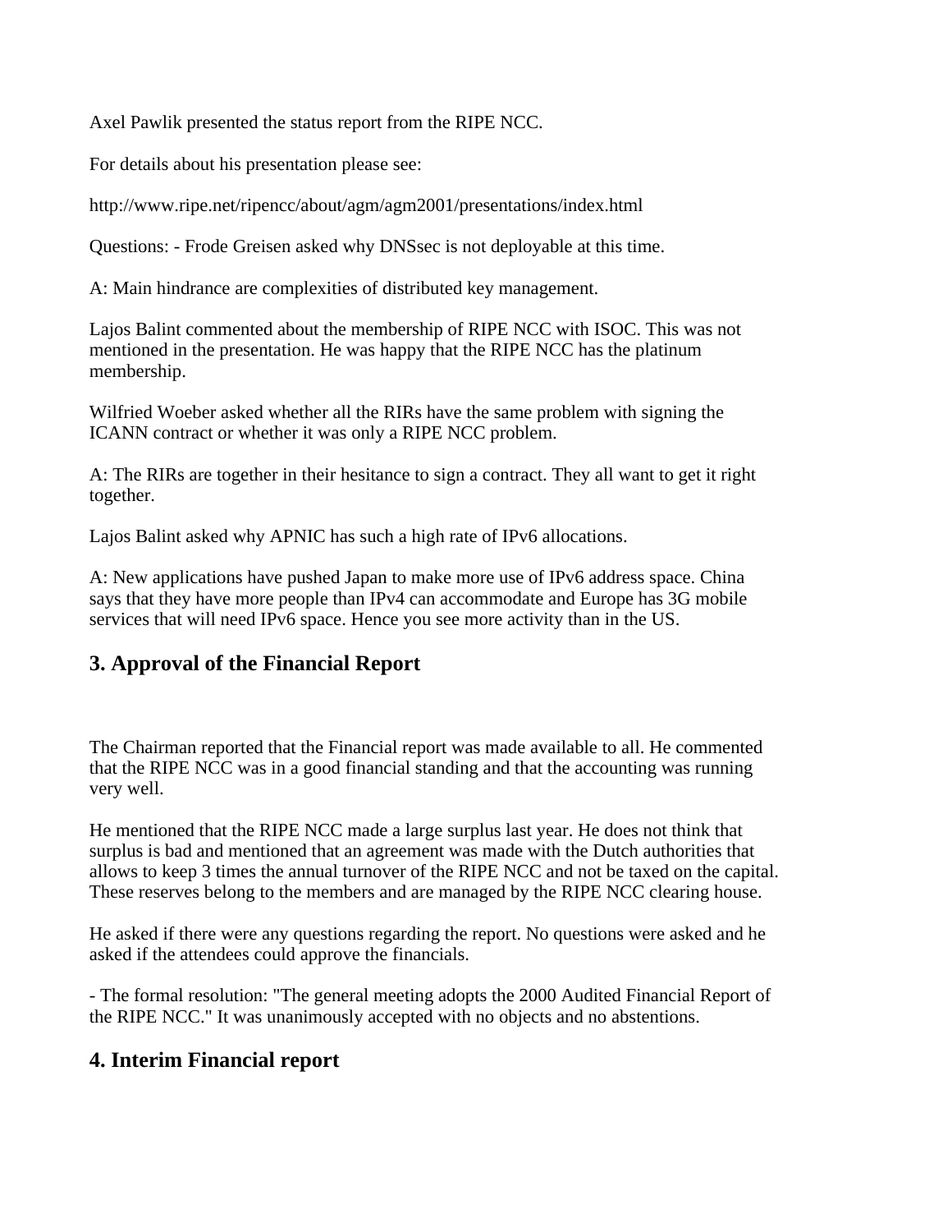Axel Pawlik presented the status report from the RIPE NCC.

For details about his presentation please see:

http://www.ripe.net/ripencc/about/agm/agm2001/presentations/index.html

Questions: - Frode Greisen asked why DNSsec is not deployable at this time.

A: Main hindrance are complexities of distributed key management.

Lajos Balint commented about the membership of RIPE NCC with ISOC. This was not mentioned in the presentation. He was happy that the RIPE NCC has the platinum membership.

Wilfried Woeber asked whether all the RIRs have the same problem with signing the ICANN contract or whether it was only a RIPE NCC problem.

A: The RIRs are together in their hesitance to sign a contract. They all want to get it right together.

Lajos Balint asked why APNIC has such a high rate of IPv6 allocations.

A: New applications have pushed Japan to make more use of IPv6 address space. China says that they have more people than IPv4 can accommodate and Europe has 3G mobile services that will need IPv6 space. Hence you see more activity than in the US.

## 3. Approval of the Financial Report

The Chairman reported that the Financial report was made available to all. He commented that the RIPE NCC was in a good financial standing and that the accounting was running very well.

He mentioned that the RIPE NCC made a large surplus last year. He does not think that surplus is bad and mentioned that an agreement was made with the Dutch authorities that allows to keep 3 times the annual turnover of the RIPE NCC and not be taxed on the capital. These reserves belong to the members and are managed by the RIPE NCC clearing house.

He asked if there were any questions regarding the report. No questions were asked and he asked if the attendees could approve the financials.

- The formal resolution: "The general meeting adopts the 2000 Audited Financial Report of the RIPE NCC." It was unanimously accepted with no objects and no abstentions.

## 4. Interim Financial report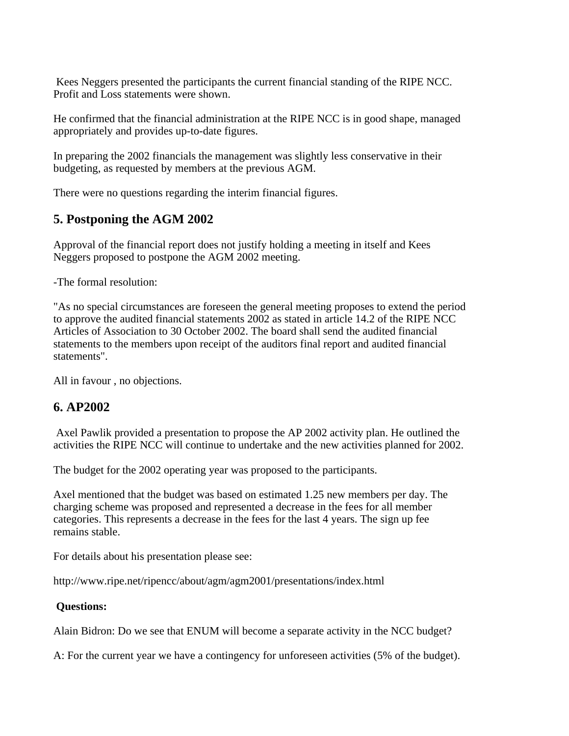Kees Neggers presented the participants the current financial standing of the RIPE NCC. Profit and Loss statements were shown.

He confirmed that the financial administration at the RIPE NCC is in good shape, managed appropriately and provides up-to-date figures.

In preparing the 2002 financials the management was slightly less conservative in their budgeting, as requested by members at the previous AGM.

There were no questions regarding the interim financial figures.

## 5. Postponing the AGM 2002

Approval of the financial report does not justify holding a meeting in itself and Kees Neggers proposed to postpone the AGM 2002 meeting.

-The formal resolution:

"As no special circumstances are foreseen the general meeting proposes to extend the period to approve the audited financial statements 2002 as stated in article 14.2 of the RIPE NCC Articles of Association to 30 October 2002. The board shall send the audited financial statements to the members upon receipt of the auditors final report and audited financial statements".

All in favour , no objections.

## 6. AP2002

Axel Pawlik provided a presentation to propose the AP 2002 activity plan. He outlined the activities the RIPE NCC will continue to undertake and the new activities planned for 2002.

The budget for the 2002 operating year was proposed to the participants.

Axel mentioned that the budget was based on estimated 1.25 new members per day. The charging scheme was proposed and represented a decrease in the fees for all member categories. This represents a decrease in the fees for the last 4 years. The sign up fee remains stable.

For details about his presentation please see:

http://www.ripe.net/ripencc/about/agm/agm2001/presentations/index.html

**Questions:**

Alain Bidron: Do we see that ENUM will become a separate activity in the NCC budget?

A: For the current year we have a contingency for unforeseen activities (5% of the budget).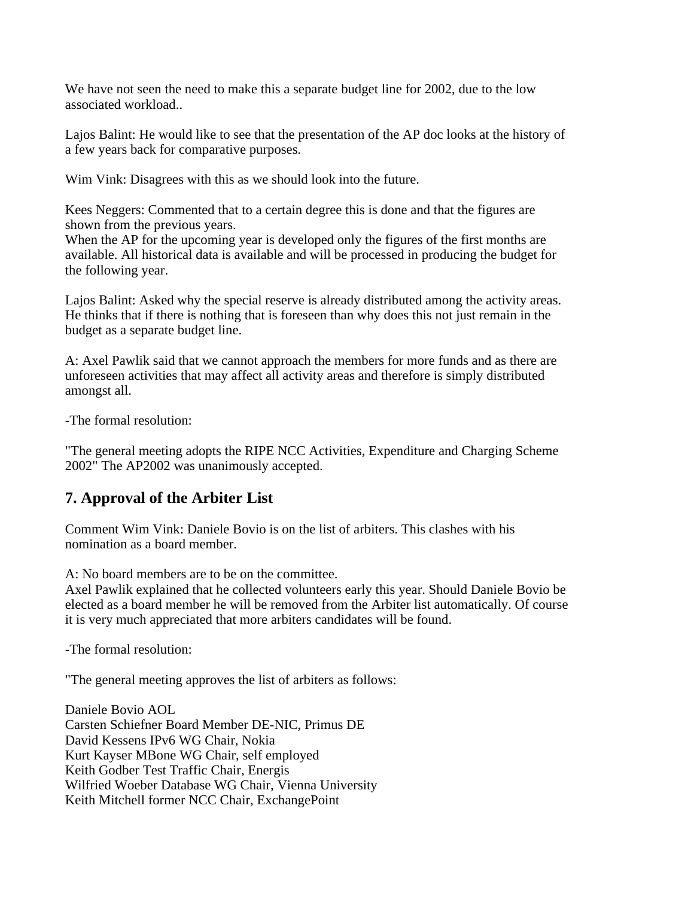We have not seen the need to make this a separate budget line for 2002, due to the low associated workload..

Lajos Balint: He would like to see that the presentation of the AP doc looks at the history of a few years back for comparative purposes.

Wim Vink: Disagrees with this as we should look into the future.

Kees Neggers: Commented that to a certain degree this is done and that the figures are shown from the previous years.
When the AP for the upcoming year is developed only the figures of the first months are available. All historical data is available and will be processed in producing the budget for the following year.

Lajos Balint: Asked why the special reserve is already distributed among the activity areas. He thinks that if there is nothing that is foreseen than why does this not just remain in the budget as a separate budget line.

A: Axel Pawlik said that we cannot approach the members for more funds and as there are unforeseen activities that may affect all activity areas and therefore is simply distributed amongst all.

-The formal resolution:

"The general meeting adopts the RIPE NCC Activities, Expenditure and Charging Scheme 2002" The AP2002 was unanimously accepted.

## 7. Approval of the Arbiter List

Comment Wim Vink: Daniele Bovio is on the list of arbiters. This clashes with his nomination as a board member.

A: No board members are to be on the committee.
Axel Pawlik explained that he collected volunteers early this year. Should Daniele Bovio be elected as a board member he will be removed from the Arbiter list automatically. Of course it is very much appreciated that more arbiters candidates will be found.

-The formal resolution:

"The general meeting approves the list of arbiters as follows:

Daniele Bovio AOL
Carsten Schiefner Board Member DE-NIC, Primus DE
David Kessens IPv6 WG Chair, Nokia
Kurt Kayser MBone WG Chair, self employed
Keith Godber Test Traffic Chair, Energis
Wilfried Woeber Database WG Chair, Vienna University
Keith Mitchell former NCC Chair, ExchangePoint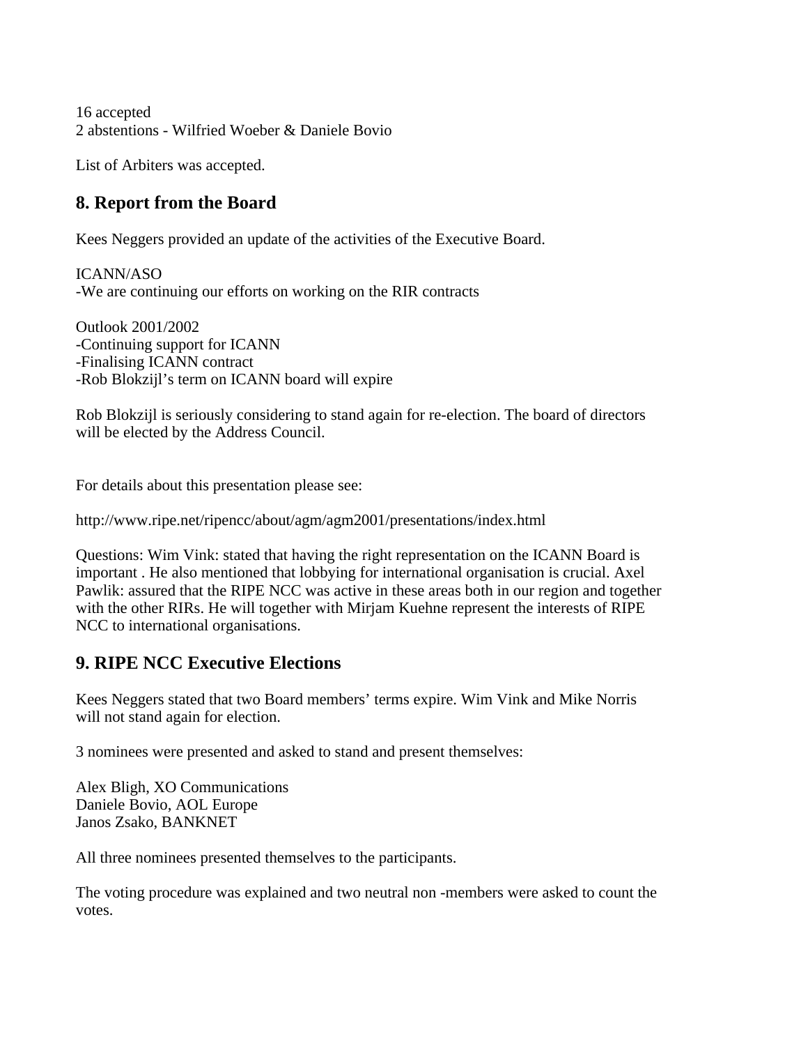16 accepted
2 abstentions - Wilfried Woeber & Daniele Bovio

List of Arbiters was accepted.

## 8. Report from the Board

Kees Neggers provided an update of the activities of the Executive Board.

ICANN/ASO
-We are continuing our efforts on working on the RIR contracts

Outlook 2001/2002
-Continuing support for ICANN
-Finalising ICANN contract
-Rob Blokzijl's term on ICANN board will expire

Rob Blokzijl is seriously considering to stand again for re-election. The board of directors will be elected by the Address Council.

For details about this presentation please see:

http://www.ripe.net/ripencc/about/agm/agm2001/presentations/index.html

Questions: Wim Vink: stated that having the right representation on the ICANN Board is important . He also mentioned that lobbying for international organisation is crucial. Axel Pawlik: assured that the RIPE NCC was active in these areas both in our region and together with the other RIRs. He will together with Mirjam Kuehne represent the interests of RIPE NCC to international organisations.

## 9. RIPE NCC Executive Elections

Kees Neggers stated that two Board members' terms expire. Wim Vink and Mike Norris will not stand again for election.

3 nominees were presented and asked to stand and present themselves:

Alex Bligh, XO Communications
Daniele Bovio, AOL Europe
Janos Zsako, BANKNET

All three nominees presented themselves to the participants.

The voting procedure was explained and two neutral non -members were asked to count the votes.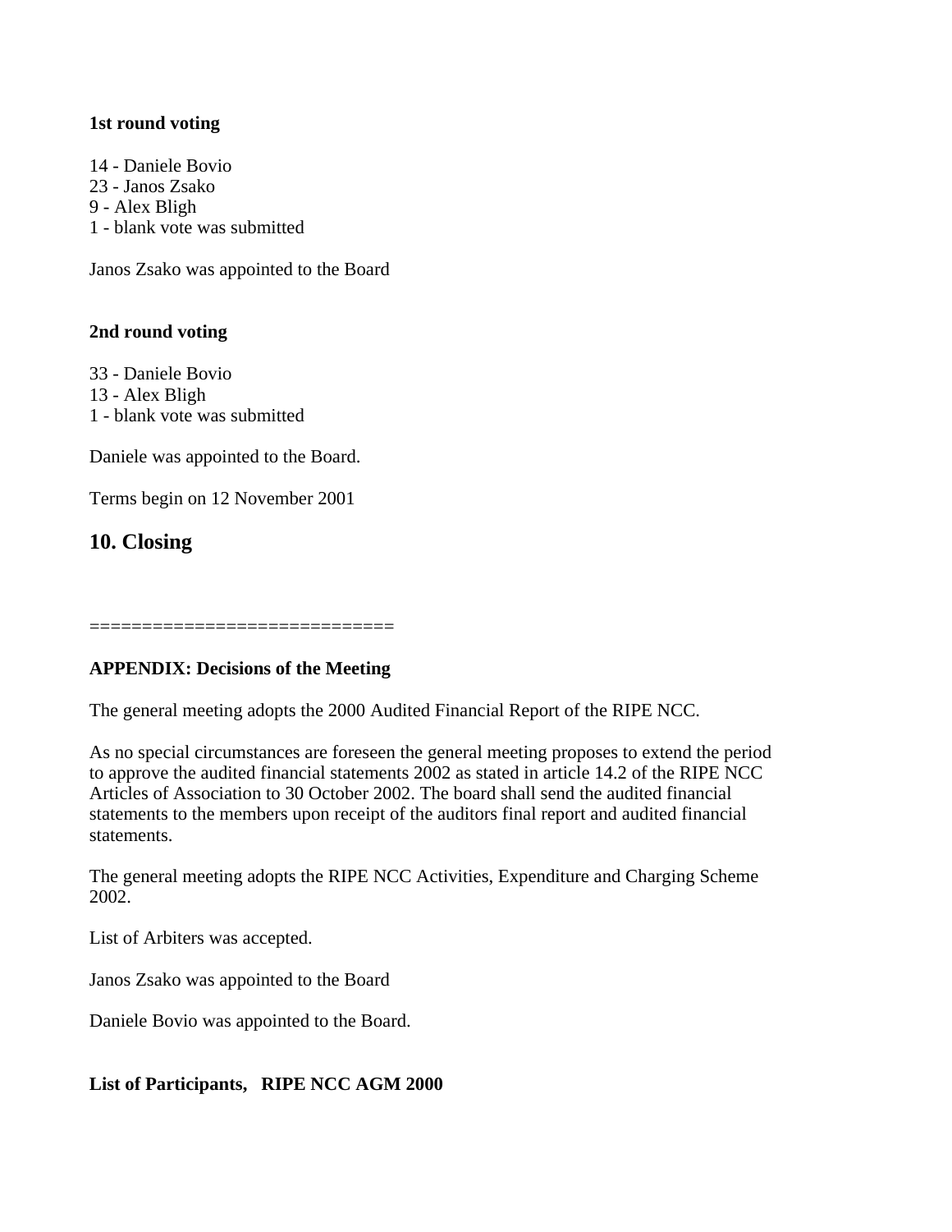**1st round voting**

14 - Daniele Bovio
23 - Janos Zsako
9 - Alex Bligh
1 - blank vote was submitted

Janos Zsako was appointed to the Board

**2nd round voting**

33 - Daniele Bovio
13 - Alex Bligh
1 - blank vote was submitted

Daniele was appointed to the Board.

Terms begin on 12 November 2001

## 10. Closing

============================

**APPENDIX: Decisions of the Meeting**

The general meeting adopts the 2000 Audited Financial Report of the RIPE NCC.

As no special circumstances are foreseen the general meeting proposes to extend the period to approve the audited financial statements 2002 as stated in article 14.2 of the RIPE NCC Articles of Association to 30 October 2002. The board shall send the audited financial statements to the members upon receipt of the auditors final report and audited financial statements.

The general meeting adopts the RIPE NCC Activities, Expenditure and Charging Scheme 2002.

List of Arbiters was accepted.

Janos Zsako was appointed to the Board

Daniele Bovio was appointed to the Board.

**List of Participants,   RIPE NCC AGM 2000**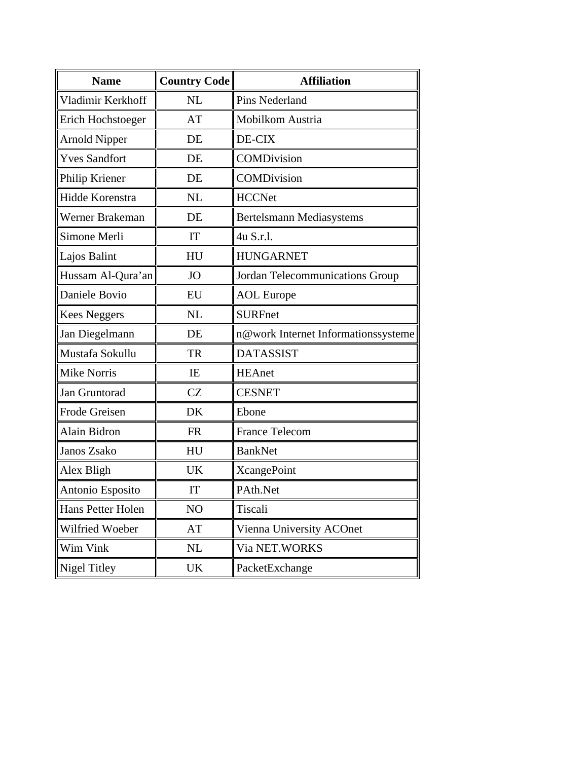| Name | Country Code | Affiliation |
| --- | --- | --- |
| Vladimir Kerkhoff | NL | Pins Nederland |
| Erich Hochstoeger | AT | Mobilkom Austria |
| Arnold Nipper | DE | DE-CIX |
| Yves Sandfort | DE | COMDivision |
| Philip Kriener | DE | COMDivision |
| Hidde Korenstra | NL | HCCNet |
| Werner Brakeman | DE | Bertelsmann Mediasystems |
| Simone Merli | IT | 4u S.r.l. |
| Lajos Balint | HU | HUNGARNET |
| Hussam Al-Qura'an | JO | Jordan Telecommunications Group |
| Daniele Bovio | EU | AOL Europe |
| Kees Neggers | NL | SURFnet |
| Jan Diegelmann | DE | n@work Internet Informationssysteme |
| Mustafa Sokullu | TR | DATASSIST |
| Mike Norris | IE | HEAnet |
| Jan Gruntorad | CZ | CESNET |
| Frode Greisen | DK | Ebone |
| Alain Bidron | FR | France Telecom |
| Janos Zsako | HU | BankNet |
| Alex Bligh | UK | XcangePoint |
| Antonio Esposito | IT | PAth.Net |
| Hans Petter Holen | NO | Tiscali |
| Wilfried Woeber | AT | Vienna University ACOnet |
| Wim Vink | NL | Via NET.WORKS |
| Nigel Titley | UK | PacketExchange |